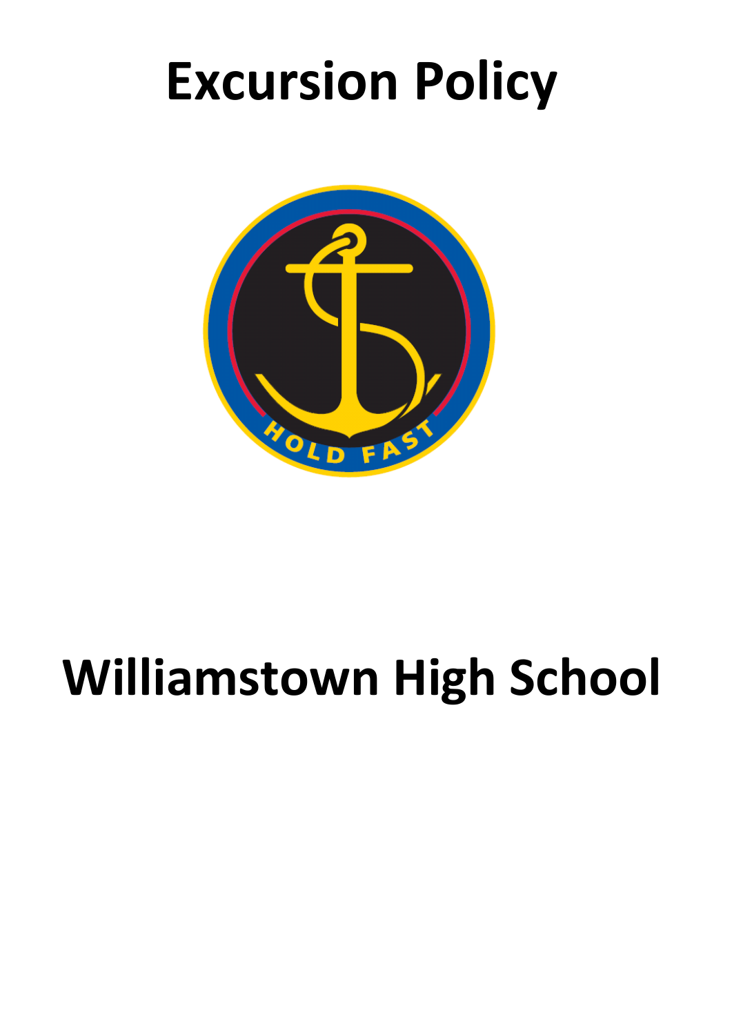# Excursion Policy

# Williamstown High School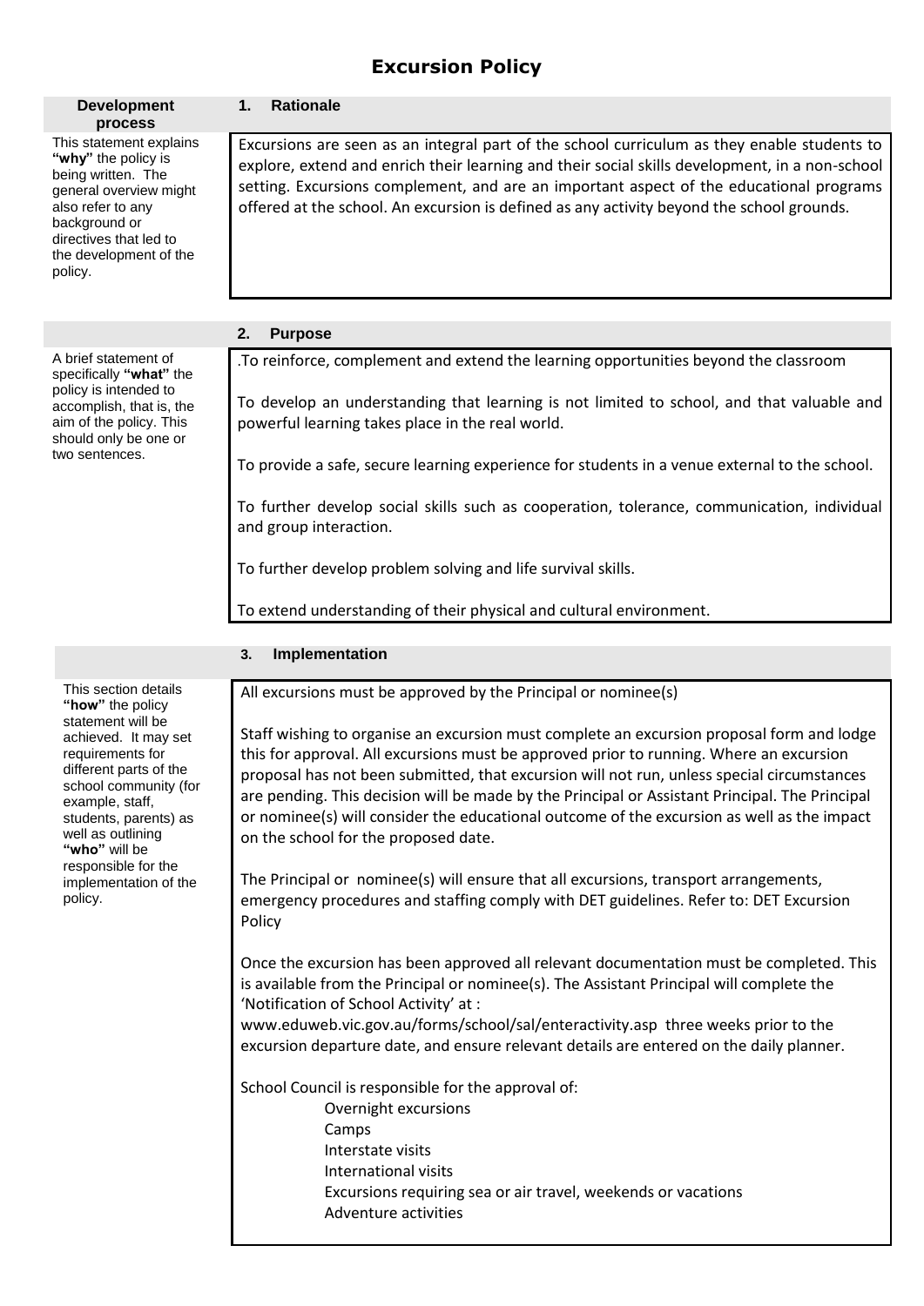# Excursion Policy

| Development process | 1. Rationale |
|---|---|
| This statement explains **"why"** the policy is being written. The general overview might also refer to any background or directives that led to the development of the policy. | Excursions are seen as an integral part of the school curriculum as they enable students to explore, extend and enrich their learning and their social skills development, in a non-school setting. Excursions complement, and are an important aspect of the educational programs offered at the school. An excursion is defined as any activity beyond the school grounds. |

| | 2. Purpose |
|---|---|
| A brief statement of specifically **"what"** the policy is intended to accomplish, that is, the aim of the policy. This should only be one or two sentences. | .To reinforce, complement and extend the learning opportunities beyond the classroom<br><br>To develop an understanding that learning is not limited to school, and that valuable and powerful learning takes place in the real world.<br><br>To provide a safe, secure learning experience for students in a venue external to the school.<br><br>To further develop social skills such as cooperation, tolerance, communication, individual and group interaction.<br><br>To further develop problem solving and life survival skills.<br><br>To extend understanding of their physical and cultural environment. |

| | 3. Implementation |
|---|---|
| This section details **"how"** the policy statement will be achieved. It may set requirements for different parts of the school community (for example, staff, students, parents) as well as outlining **"who"** will be responsible for the implementation of the policy. | All excursions must be approved by the Principal or nominee(s)<br><br>Staff wishing to organise an excursion must complete an excursion proposal form and lodge this for approval. All excursions must be approved prior to running. Where an excursion proposal has not been submitted, that excursion will not run, unless special circumstances are pending. This decision will be made by the Principal or Assistant Principal. The Principal or nominee(s) will consider the educational outcome of the excursion as well as the impact on the school for the proposed date.<br><br>The Principal or nominee(s) will ensure that all excursions, transport arrangements, emergency procedures and staffing comply with DET guidelines. Refer to: DET Excursion Policy<br><br>Once the excursion has been approved all relevant documentation must be completed. This is available from the Principal or nominee(s). The Assistant Principal will complete the 'Notification of School Activity' at :<br>www.eduweb.vic.gov.au/forms/school/sal/enteractivity.asp three weeks prior to the excursion departure date, and ensure relevant details are entered on the daily planner.<br><br>School Council is responsible for the approval of:<br>Overnight excursions<br>Camps<br>Interstate visits<br>International visits<br>Excursions requiring sea or air travel, weekends or vacations<br>Adventure activities |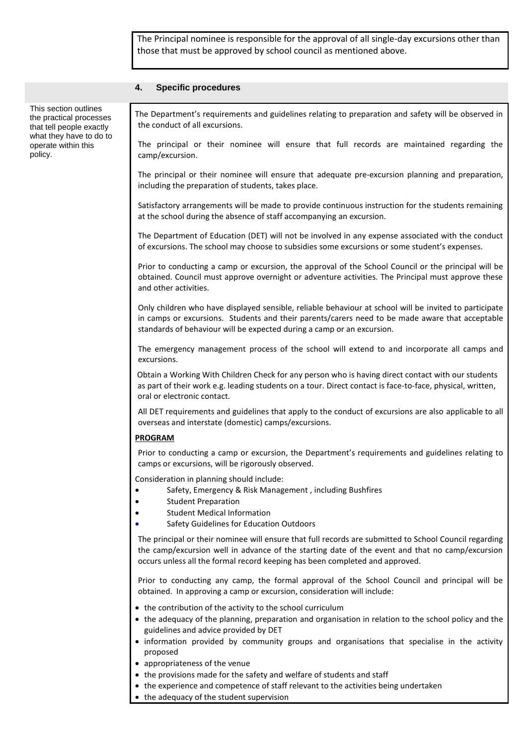The Principal nominee is responsible for the approval of all single-day excursions other than those that must be approved by school council as mentioned above.

## 4. Specific procedures

This section outlines the practical processes that tell people exactly what they have to do to operate within this policy.

The Department's requirements and guidelines relating to preparation and safety will be observed in the conduct of all excursions.

The principal or their nominee will ensure that full records are maintained regarding the camp/excursion.

The principal or their nominee will ensure that adequate pre-excursion planning and preparation, including the preparation of students, takes place.

Satisfactory arrangements will be made to provide continuous instruction for the students remaining at the school during the absence of staff accompanying an excursion.

The Department of Education (DET) will not be involved in any expense associated with the conduct of excursions. The school may choose to subsidies some excursions or some student's expenses.

Prior to conducting a camp or excursion, the approval of the School Council or the principal will be obtained. Council must approve overnight or adventure activities. The Principal must approve these and other activities.

Only children who have displayed sensible, reliable behaviour at school will be invited to participate in camps or excursions. Students and their parents/carers need to be made aware that acceptable standards of behaviour will be expected during a camp or an excursion.

The emergency management process of the school will extend to and incorporate all camps and excursions.

Obtain a Working With Children Check for any person who is having direct contact with our students as part of their work e.g. leading students on a tour. Direct contact is face-to-face, physical, written, oral or electronic contact.

All DET requirements and guidelines that apply to the conduct of excursions are also applicable to all overseas and interstate (domestic) camps/excursions.

**PROGRAM**

Prior to conducting a camp or excursion, the Department's requirements and guidelines relating to camps or excursions, will be rigorously observed.

Consideration in planning should include:

- Safety, Emergency & Risk Management , including Bushfires
- Student Preparation
- Student Medical Information
- Safety Guidelines for Education Outdoors

The principal or their nominee will ensure that full records are submitted to School Council regarding the camp/excursion well in advance of the starting date of the event and that no camp/excursion occurs unless all the formal record keeping has been completed and approved.

Prior to conducting any camp, the formal approval of the School Council and principal will be obtained. In approving a camp or excursion, consideration will include:

- the contribution of the activity to the school curriculum
- the adequacy of the planning, preparation and organisation in relation to the school policy and the guidelines and advice provided by DET
- information provided by community groups and organisations that specialise in the activity proposed
- appropriateness of the venue
- the provisions made for the safety and welfare of students and staff
- the experience and competence of staff relevant to the activities being undertaken
- the adequacy of the student supervision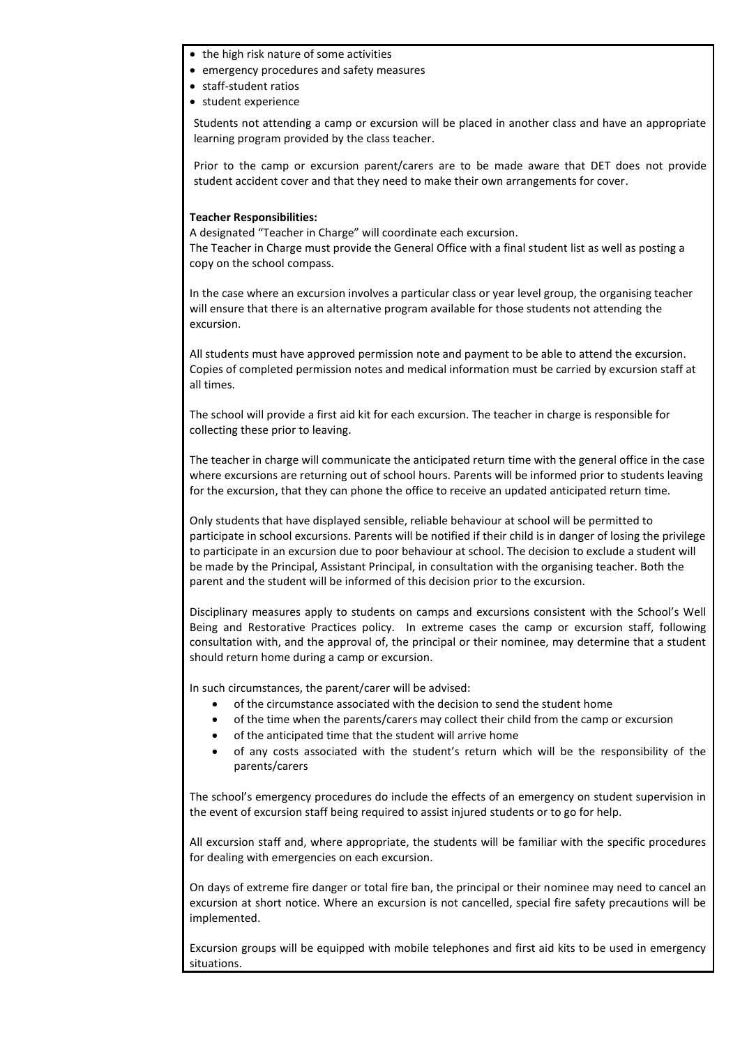- the high risk nature of some activities
- emergency procedures and safety measures
- staff-student ratios
- student experience

Students not attending a camp or excursion will be placed in another class and have an appropriate learning program provided by the class teacher.

Prior to the camp or excursion parent/carers are to be made aware that DET does not provide student accident cover and that they need to make their own arrangements for cover.

**Teacher Responsibilities:**

A designated "Teacher in Charge" will coordinate each excursion.
The Teacher in Charge must provide the General Office with a final student list as well as posting a copy on the school compass.

In the case where an excursion involves a particular class or year level group, the organising teacher will ensure that there is an alternative program available for those students not attending the excursion.

All students must have approved permission note and payment to be able to attend the excursion. Copies of completed permission notes and medical information must be carried by excursion staff at all times.

The school will provide a first aid kit for each excursion. The teacher in charge is responsible for collecting these prior to leaving.

The teacher in charge will communicate the anticipated return time with the general office in the case where excursions are returning out of school hours. Parents will be informed prior to students leaving for the excursion, that they can phone the office to receive an updated anticipated return time.

Only students that have displayed sensible, reliable behaviour at school will be permitted to participate in school excursions. Parents will be notified if their child is in danger of losing the privilege to participate in an excursion due to poor behaviour at school. The decision to exclude a student will be made by the Principal, Assistant Principal, in consultation with the organising teacher. Both the parent and the student will be informed of this decision prior to the excursion.

Disciplinary measures apply to students on camps and excursions consistent with the School's Well Being and Restorative Practices policy. In extreme cases the camp or excursion staff, following consultation with, and the approval of, the principal or their nominee, may determine that a student should return home during a camp or excursion.

In such circumstances, the parent/carer will be advised:

- of the circumstance associated with the decision to send the student home
- of the time when the parents/carers may collect their child from the camp or excursion
- of the anticipated time that the student will arrive home
- of any costs associated with the student's return which will be the responsibility of the parents/carers

The school's emergency procedures do include the effects of an emergency on student supervision in the event of excursion staff being required to assist injured students or to go for help.

All excursion staff and, where appropriate, the students will be familiar with the specific procedures for dealing with emergencies on each excursion.

On days of extreme fire danger or total fire ban, the principal or their nominee may need to cancel an excursion at short notice. Where an excursion is not cancelled, special fire safety precautions will be implemented.

Excursion groups will be equipped with mobile telephones and first aid kits to be used in emergency situations.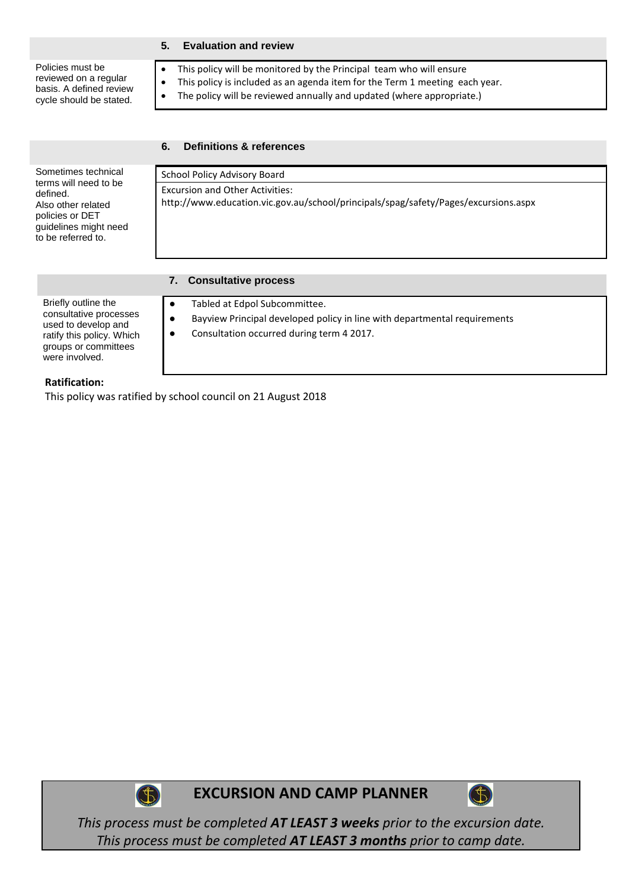## 5. Evaluation and review

| | |
|---|---|
| Policies must be reviewed on a regular basis. A defined review cycle should be stated. | • This policy will be monitored by the Principal team who will ensure<br>• This policy is included as an agenda item for the Term 1 meeting each year.<br>• The policy will be reviewed annually and updated (where appropriate.) |

## 6. Definitions & references

| | |
|---|---|
| Sometimes technical terms will need to be defined.<br>Also other related policies or DET guidelines might need to be referred to. | School Policy Advisory Board<br>Excursion and Other Activities:<br>http://www.education.vic.gov.au/school/principals/spag/safety/Pages/excursions.aspx |

## 7. Consultative process

| | |
|---|---|
| Briefly outline the consultative processes used to develop and ratify this policy. Which groups or committees were involved. | • Tabled at Edpol Subcommittee.<br>• Bayview Principal developed policy in line with departmental requirements<br>• Consultation occurred during term 4 2017. |

**Ratification:**

This policy was ratified by school council on 21 August 2018

# EXCURSION AND CAMP PLANNER

*This process must be completed **AT LEAST 3 weeks** prior to the excursion date.*
*This process must be completed **AT LEAST 3 months** prior to camp date.*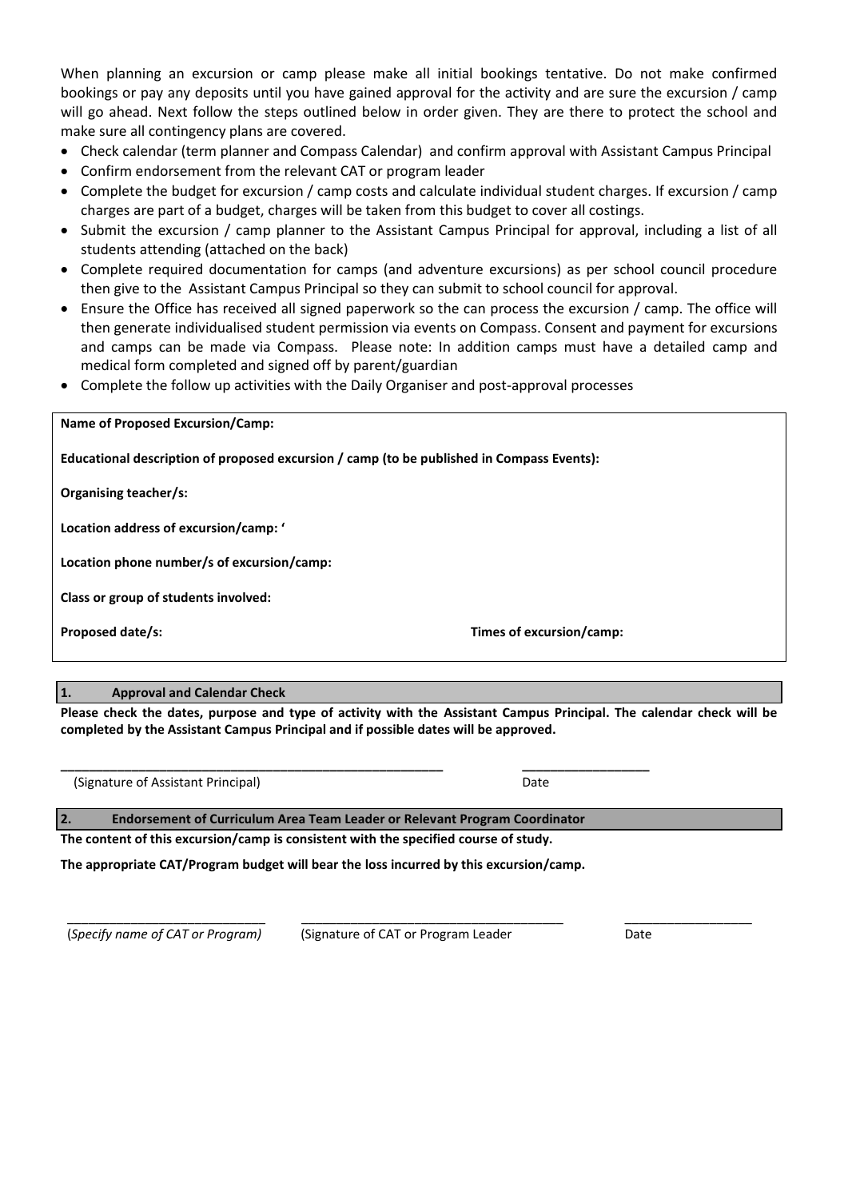When planning an excursion or camp please make all initial bookings tentative. Do not make confirmed bookings or pay any deposits until you have gained approval for the activity and are sure the excursion / camp will go ahead. Next follow the steps outlined below in order given. They are there to protect the school and make sure all contingency plans are covered.

- Check calendar (term planner and Compass Calendar) and confirm approval with Assistant Campus Principal
- Confirm endorsement from the relevant CAT or program leader
- Complete the budget for excursion / camp costs and calculate individual student charges. If excursion / camp charges are part of a budget, charges will be taken from this budget to cover all costings.
- Submit the excursion / camp planner to the Assistant Campus Principal for approval, including a list of all students attending (attached on the back)
- Complete required documentation for camps (and adventure excursions) as per school council procedure then give to the Assistant Campus Principal so they can submit to school council for approval.
- Ensure the Office has received all signed paperwork so the can process the excursion / camp. The office will then generate individualised student permission via events on Compass. Consent and payment for excursions and camps can be made via Compass. Please note: In addition camps must have a detailed camp and medical form completed and signed off by parent/guardian
- Complete the follow up activities with the Daily Organiser and post-approval processes

**Name of Proposed Excursion/Camp:**

**Educational description of proposed excursion / camp (to be published in Compass Events):**

**Organising teacher/s:**

**Location address of excursion/camp: '**

**Location phone number/s of excursion/camp:**

**Class or group of students involved:**

**Proposed date/s:** **Times of excursion/camp:**

## 1. Approval and Calendar Check

**Please check the dates, purpose and type of activity with the Assistant Campus Principal. The calendar check will be completed by the Assistant Campus Principal and if possible dates will be approved.**

\_\_\_\_\_\_\_\_\_\_\_\_\_\_\_\_\_\_\_\_\_\_\_\_\_\_\_\_\_\_\_\_\_\_\_\_\_\_\_\_\_\_\_\_\_\_\_\_ \_\_\_\_\_\_\_\_\_\_\_\_\_\_\_\_\_\_

(Signature of Assistant Principal) Date

## 2. Endorsement of Curriculum Area Team Leader or Relevant Program Coordinator

**The content of this excursion/camp is consistent with the specified course of study.**

**The appropriate CAT/Program budget will bear the loss incurred by this excursion/camp.**

\_\_\_\_\_\_\_\_\_\_\_\_\_\_\_\_\_\_\_\_\_\_\_\_\_\_\_\_ \_\_\_\_\_\_\_\_\_\_\_\_\_\_\_\_\_\_\_\_\_\_\_\_\_\_\_\_\_\_\_\_\_\_\_\_\_\_ \_\_\_\_\_\_\_\_\_\_\_\_\_\_\_\_\_\_

(*Specify name of CAT or Program*) (Signature of CAT or Program Leader Date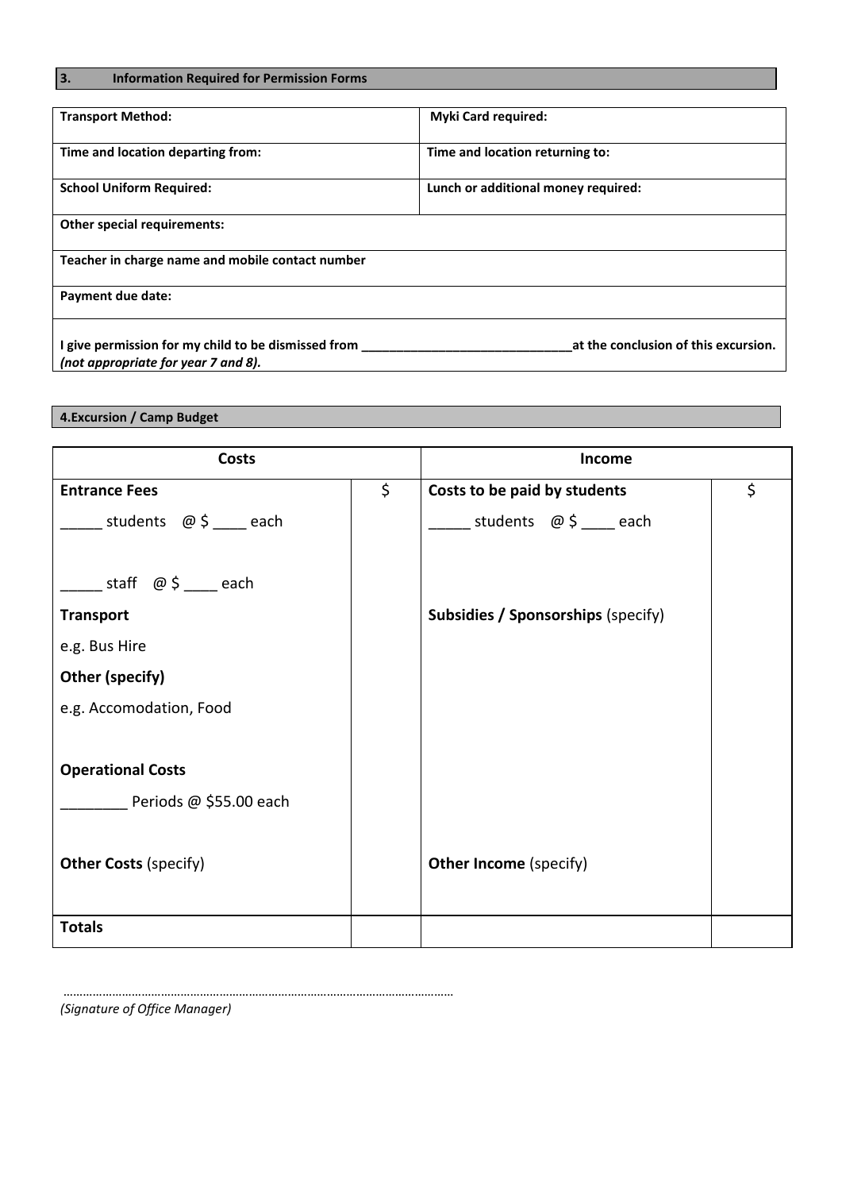## 3. Information Required for Permission Forms

| **Transport Method:** | **Myki Card required:** |
|---|---|
| **Time and location departing from:** | **Time and location returning to:** |
| **School Uniform Required:** | **Lunch or additional money required:** |
| **Other special requirements:** | |
| **Teacher in charge name and mobile contact number** | |
| **Payment due date:** | |
| **I give permission for my child to be dismissed from ______________________________at the conclusion of this excursion.** *(not appropriate for year 7 and 8).* | |

## 4.Excursion / Camp Budget

| Costs | | Income | |
|---|---|---|---|
| **Entrance Fees** | $ | **Costs to be paid by students** | $ |
| _____ students @ $ ____ each | | _____ students @ $ ____ each | |
| _____ staff @ $ ____ each | | | |
| **Transport** | | **Subsidies / Sponsorships** (specify) | |
| e.g. Bus Hire | | | |
| **Other (specify)** | | | |
| e.g. Accomodation, Food | | | |
| **Operational Costs** | | | |
| ________ Periods @ $55.00 each | | | |
| **Other Costs** (specify) | | **Other Income** (specify) | |
| **Totals** | | | |

…………………………………………………………………………………………………………

*(Signature of Office Manager)*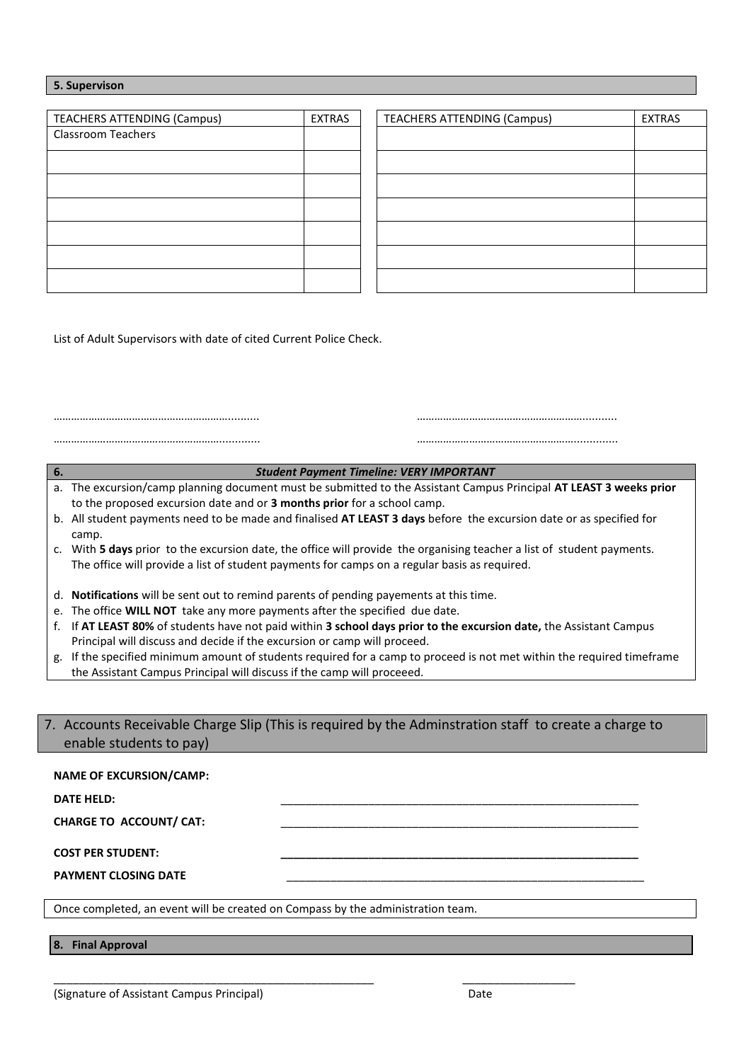## 5. Supervison

| TEACHERS ATTENDING (Campus) | EXTRAS |
|---|---|
| Classroom Teachers | |
| | |
| | |
| | |
| | |
| | |
| | |

| TEACHERS ATTENDING (Campus) | EXTRAS |
|---|---|
| | |
| | |
| | |
| | |
| | |
| | |
| | |

List of Adult Supervisors with date of cited Current Police Check.

………………………………………………………..........　　　　………………………………………………………..........

………………………………………………………..........　　　　………………………………………………………..........

## 6. *Student Payment Timeline: VERY IMPORTANT*

a. The excursion/camp planning document must be submitted to the Assistant Campus Principal **AT LEAST 3 weeks prior** to the proposed excursion date and or **3 months prior** for a school camp.
b. All student payments need to be made and finalised **AT LEAST 3 days** before the excursion date or as specified for camp.
c. With **5 days** prior to the excursion date, the office will provide the organising teacher a list of student payments. The office will provide a list of student payments for camps on a regular basis as required.
d. **Notifications** will be sent out to remind parents of pending payements at this time.
e. The office **WILL NOT** take any more payments after the specified due date.
f. If **AT LEAST 80%** of students have not paid within **3 school days prior to the excursion date,** the Assistant Campus Principal will discuss and decide if the excursion or camp will proceed.
g. If the specified minimum amount of students required for a camp to proceed is not met within the required timeframe the Assistant Campus Principal will discuss if the camp will proceeed.

## 7. Accounts Receivable Charge Slip (This is required by the Adminstration staff to create a charge to enable students to pay)

**NAME OF EXCURSION/CAMP:**

**DATE HELD:** ____________________________________________

**CHARGE TO ACCOUNT/ CAT:** ____________________________________________

**COST PER STUDENT:** ____________________________________________

**PAYMENT CLOSING DATE** ____________________________________________

Once completed, an event will be created on Compass by the administration team.

## 8. Final Approval

______________________________________________　　　　__________________

(Signature of Assistant Campus Principal)　　　　Date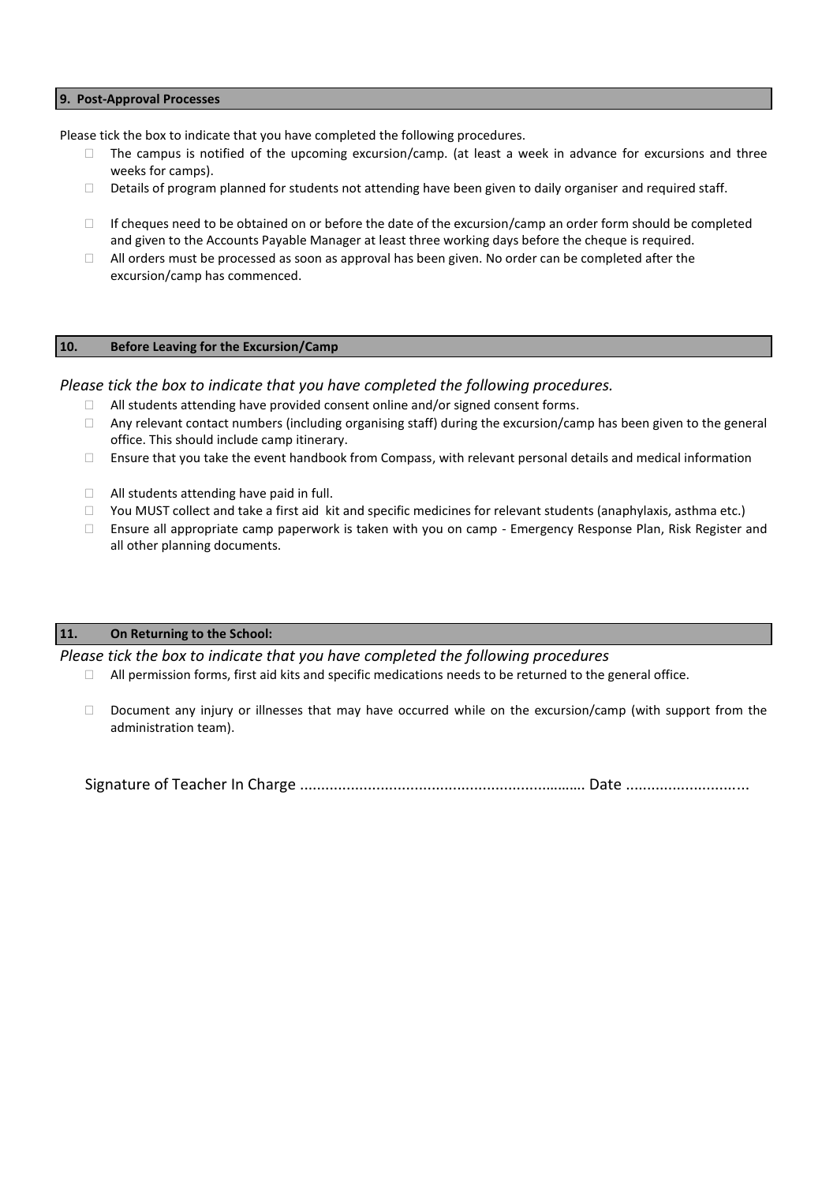## 9. Post-Approval Processes

Please tick the box to indicate that you have completed the following procedures.

- ☐ The campus is notified of the upcoming excursion/camp. (at least a week in advance for excursions and three weeks for camps).
- ☐ Details of program planned for students not attending have been given to daily organiser and required staff.
- ☐ If cheques need to be obtained on or before the date of the excursion/camp an order form should be completed and given to the Accounts Payable Manager at least three working days before the cheque is required.
- ☐ All orders must be processed as soon as approval has been given. No order can be completed after the excursion/camp has commenced.

## 10. Before Leaving for the Excursion/Camp

*Please tick the box to indicate that you have completed the following procedures.*

- ☐ All students attending have provided consent online and/or signed consent forms.
- ☐ Any relevant contact numbers (including organising staff) during the excursion/camp has been given to the general office. This should include camp itinerary.
- ☐ Ensure that you take the event handbook from Compass, with relevant personal details and medical information
- ☐ All students attending have paid in full.
- ☐ You MUST collect and take a first aid kit and specific medicines for relevant students (anaphylaxis, asthma etc.)
- ☐ Ensure all appropriate camp paperwork is taken with you on camp - Emergency Response Plan, Risk Register and all other planning documents.

## 11. On Returning to the School:

*Please tick the box to indicate that you have completed the following procedures*

- ☐ All permission forms, first aid kits and specific medications needs to be returned to the general office.
- ☐ Document any injury or illnesses that may have occurred while on the excursion/camp (with support from the administration team).

Signature of Teacher In Charge ................................................................... Date ............................